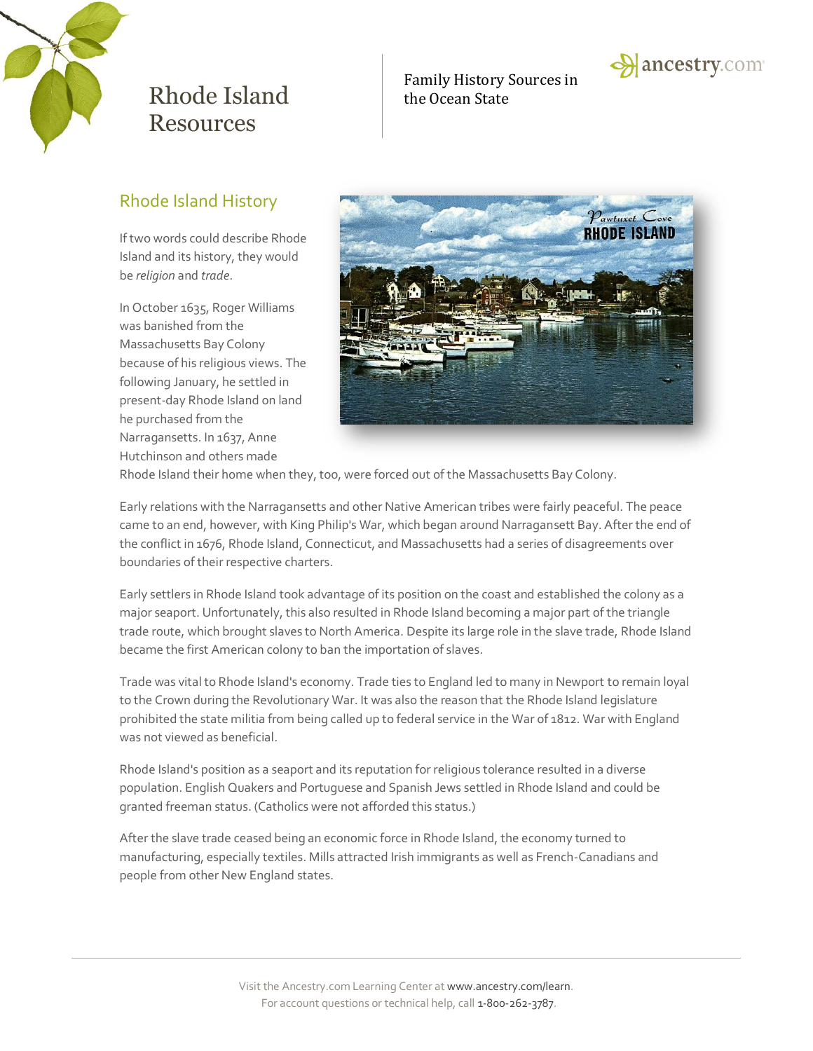# Rhode Island Resources

Family History Sources in the Ocean State

## Rhode Island History

If two words could describe Rhode Island and its history, they would be *religion* and *trade*.

In October 1635, Roger Williams was banished from the Massachusetts Bay Colony because of his religious views. The following January, he settled in present-day Rhode Island on land he purchased from the Narragansetts. In 1637, Anne Hutchinson and others made Rhode Island their home when they, too, were forced out of the Massachusetts Bay Colony.

Early relations with the Narragansetts and other Native American tribes were fairly peaceful. The peace came to an end, however, with King Philip's War, which began around Narragansett Bay. After the end of the conflict in 1676, Rhode Island, Connecticut, and Massachusetts had a series of disagreements over boundaries of their respective charters.

Early settlers in Rhode Island took advantage of its position on the coast and established the colony as a major seaport. Unfortunately, this also resulted in Rhode Island becoming a major part of the triangle trade route, which brought slaves to North America. Despite its large role in the slave trade, Rhode Island became the first American colony to ban the importation of slaves.

Trade was vital to Rhode Island's economy. Trade ties to England led to many in Newport to remain loyal to the Crown during the Revolutionary War. It was also the reason that the Rhode Island legislature prohibited the state militia from being called up to federal service in the War of 1812. War with England was not viewed as beneficial.

Rhode Island's position as a seaport and its reputation for religious tolerance resulted in a diverse population. English Quakers and Portuguese and Spanish Jews settled in Rhode Island and could be granted freeman status. (Catholics were not afforded this status.)

After the slave trade ceased being an economic force in Rhode Island, the economy turned to manufacturing, especially textiles. Mills attracted Irish immigrants as well as French-Canadians and people from other New England states.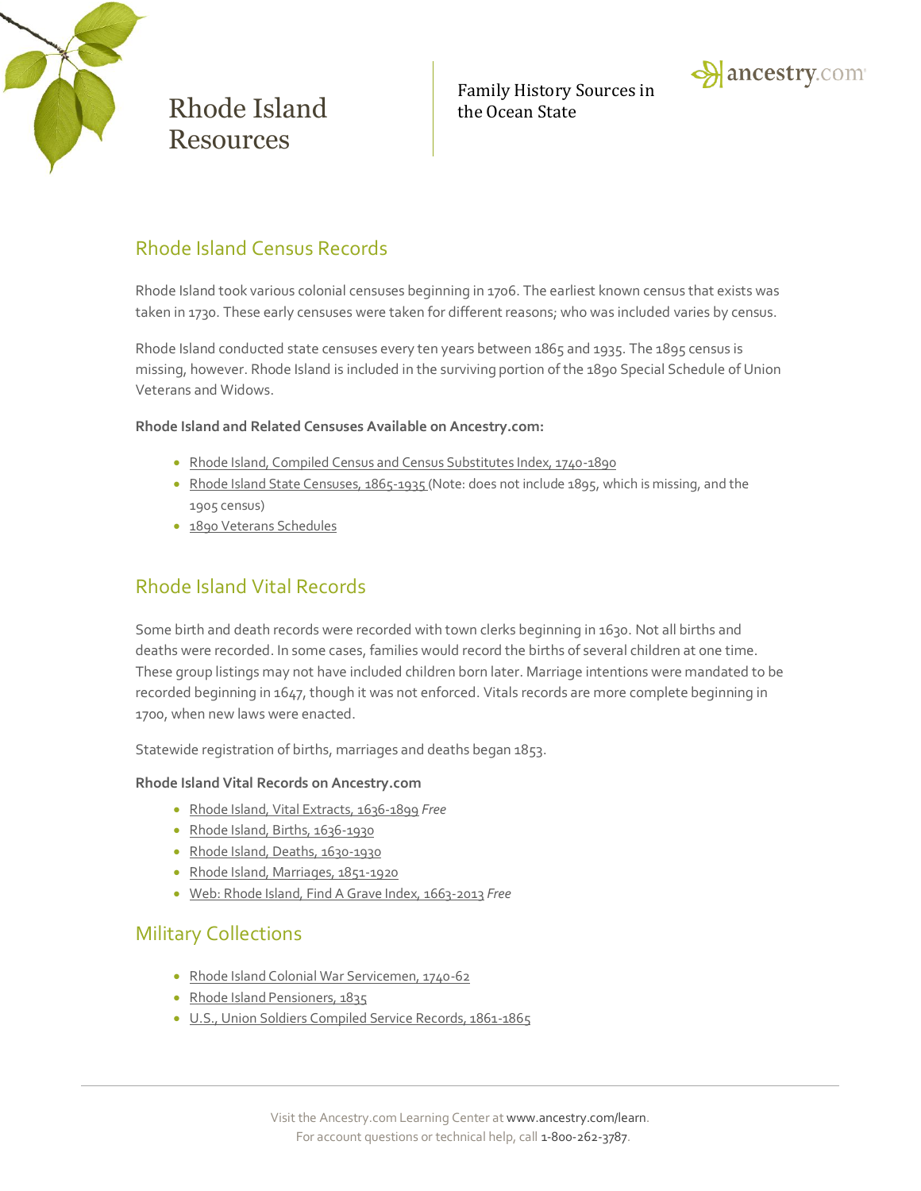# Rhode Island Resources

Family History Sources in the Ocean State

## Rhode Island Census Records

Rhode Island took various colonial censuses beginning in 1706. The earliest known census that exists was taken in 1730. These early censuses were taken for different reasons; who was included varies by census.

Rhode Island conducted state censuses every ten years between 1865 and 1935. The 1895 census is missing, however. Rhode Island is included in the surviving portion of the 1890 Special Schedule of Union Veterans and Widows.

**Rhode Island and Related Censuses Available on Ancestry.com:**

- Rhode Island, Compiled Census and Census Substitutes Index, 1740-1890
- Rhode Island State Censuses, 1865-1935 (Note: does not include 1895, which is missing, and the 1905 census)
- 1890 Veterans Schedules

## Rhode Island Vital Records

Some birth and death records were recorded with town clerks beginning in 1630. Not all births and deaths were recorded. In some cases, families would record the births of several children at one time. These group listings may not have included children born later. Marriage intentions were mandated to be recorded beginning in 1647, though it was not enforced. Vitals records are more complete beginning in 1700, when new laws were enacted.

Statewide registration of births, marriages and deaths began 1853.

**Rhode Island Vital Records on Ancestry.com**

- Rhode Island, Vital Extracts, 1636-1899 *Free*
- Rhode Island, Births, 1636-1930
- Rhode Island, Deaths, 1630-1930
- Rhode Island, Marriages, 1851-1920
- Web: Rhode Island, Find A Grave Index, 1663-2013 *Free*

## Military Collections

- Rhode Island Colonial War Servicemen, 1740-62
- Rhode Island Pensioners, 1835
- U.S., Union Soldiers Compiled Service Records, 1861-1865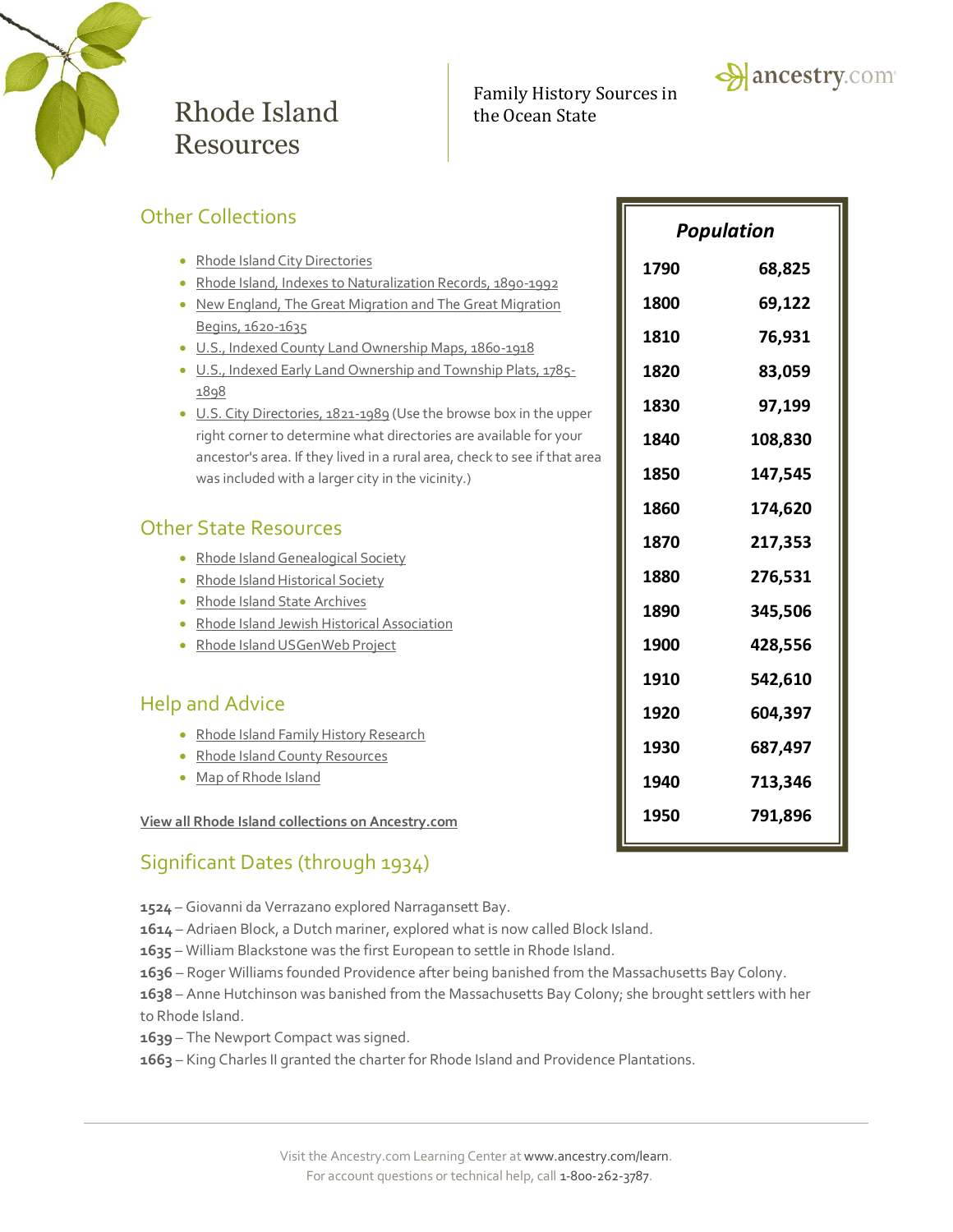# Rhode Island Resources

Family History Sources in the Ocean State

## Other Collections

- Rhode Island City Directories
- Rhode Island, Indexes to Naturalization Records, 1890-1992
- New England, The Great Migration and The Great Migration Begins, 1620-1635
- U.S., Indexed County Land Ownership Maps, 1860-1918
- U.S., Indexed Early Land Ownership and Township Plats, 1785-1898
- U.S. City Directories, 1821-1989 (Use the browse box in the upper right corner to determine what directories are available for your ancestor's area. If they lived in a rural area, check to see if that area was included with a larger city in the vicinity.)

## Other State Resources

- Rhode Island Genealogical Society
- Rhode Island Historical Society
- Rhode Island State Archives
- Rhode Island Jewish Historical Association
- Rhode Island USGenWeb Project

## Help and Advice

- Rhode Island Family History Research
- Rhode Island County Resources
- Map of Rhode Island

**View all Rhode Island collections on Ancestry.com**

| *Population* | |
|---|---|
| 1790 | 68,825 |
| 1800 | 69,122 |
| 1810 | 76,931 |
| 1820 | 83,059 |
| 1830 | 97,199 |
| 1840 | 108,830 |
| 1850 | 147,545 |
| 1860 | 174,620 |
| 1870 | 217,353 |
| 1880 | 276,531 |
| 1890 | 345,506 |
| 1900 | 428,556 |
| 1910 | 542,610 |
| 1920 | 604,397 |
| 1930 | 687,497 |
| 1940 | 713,346 |
| 1950 | 791,896 |

## Significant Dates (through 1934)

**1524** – Giovanni da Verrazano explored Narragansett Bay.
**1614** – Adriaen Block, a Dutch mariner, explored what is now called Block Island.
**1635** – William Blackstone was the first European to settle in Rhode Island.
**1636** – Roger Williams founded Providence after being banished from the Massachusetts Bay Colony.
**1638** – Anne Hutchinson was banished from the Massachusetts Bay Colony; she brought settlers with her to Rhode Island.
**1639** – The Newport Compact was signed.
**1663** – King Charles II granted the charter for Rhode Island and Providence Plantations.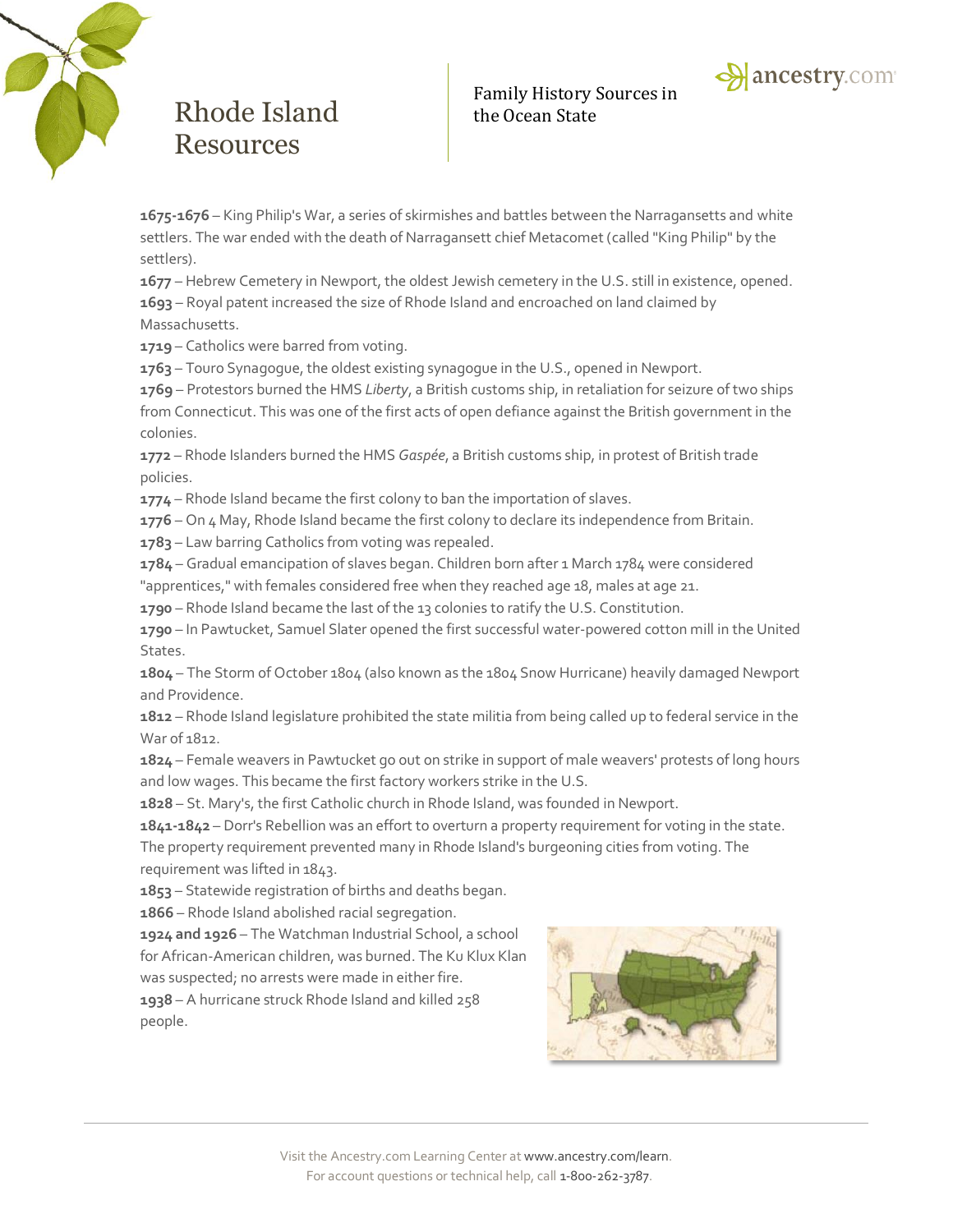**1675-1676** – King Philip's War, a series of skirmishes and battles between the Narragansetts and white settlers. The war ended with the death of Narragansett chief Metacomet (called "King Philip" by the settlers).

**1677** – Hebrew Cemetery in Newport, the oldest Jewish cemetery in the U.S. still in existence, opened.

**1693** – Royal patent increased the size of Rhode Island and encroached on land claimed by Massachusetts.

**1719** – Catholics were barred from voting.

**1763** – Touro Synagogue, the oldest existing synagogue in the U.S., opened in Newport.

**1769** – Protestors burned the HMS *Liberty*, a British customs ship, in retaliation for seizure of two ships from Connecticut. This was one of the first acts of open defiance against the British government in the colonies.

**1772** – Rhode Islanders burned the HMS *Gaspée*, a British customs ship, in protest of British trade policies.

**1774** – Rhode Island became the first colony to ban the importation of slaves.

**1776** – On 4 May, Rhode Island became the first colony to declare its independence from Britain.

**1783** – Law barring Catholics from voting was repealed.

**1784** – Gradual emancipation of slaves began. Children born after 1 March 1784 were considered "apprentices," with females considered free when they reached age 18, males at age 21.

**1790** – Rhode Island became the last of the 13 colonies to ratify the U.S. Constitution.

**1790** – In Pawtucket, Samuel Slater opened the first successful water-powered cotton mill in the United States.

**1804** – The Storm of October 1804 (also known as the 1804 Snow Hurricane) heavily damaged Newport and Providence.

**1812** – Rhode Island legislature prohibited the state militia from being called up to federal service in the War of 1812.

**1824** – Female weavers in Pawtucket go out on strike in support of male weavers' protests of long hours and low wages. This became the first factory workers strike in the U.S.

**1828** – St. Mary's, the first Catholic church in Rhode Island, was founded in Newport.

**1841-1842** – Dorr's Rebellion was an effort to overturn a property requirement for voting in the state. The property requirement prevented many in Rhode Island's burgeoning cities from voting. The requirement was lifted in 1843.

**1853** – Statewide registration of births and deaths began.

**1866** – Rhode Island abolished racial segregation.

**1924 and 1926** – The Watchman Industrial School, a school for African-American children, was burned. The Ku Klux Klan was suspected; no arrests were made in either fire.

**1938** – A hurricane struck Rhode Island and killed 258 people.